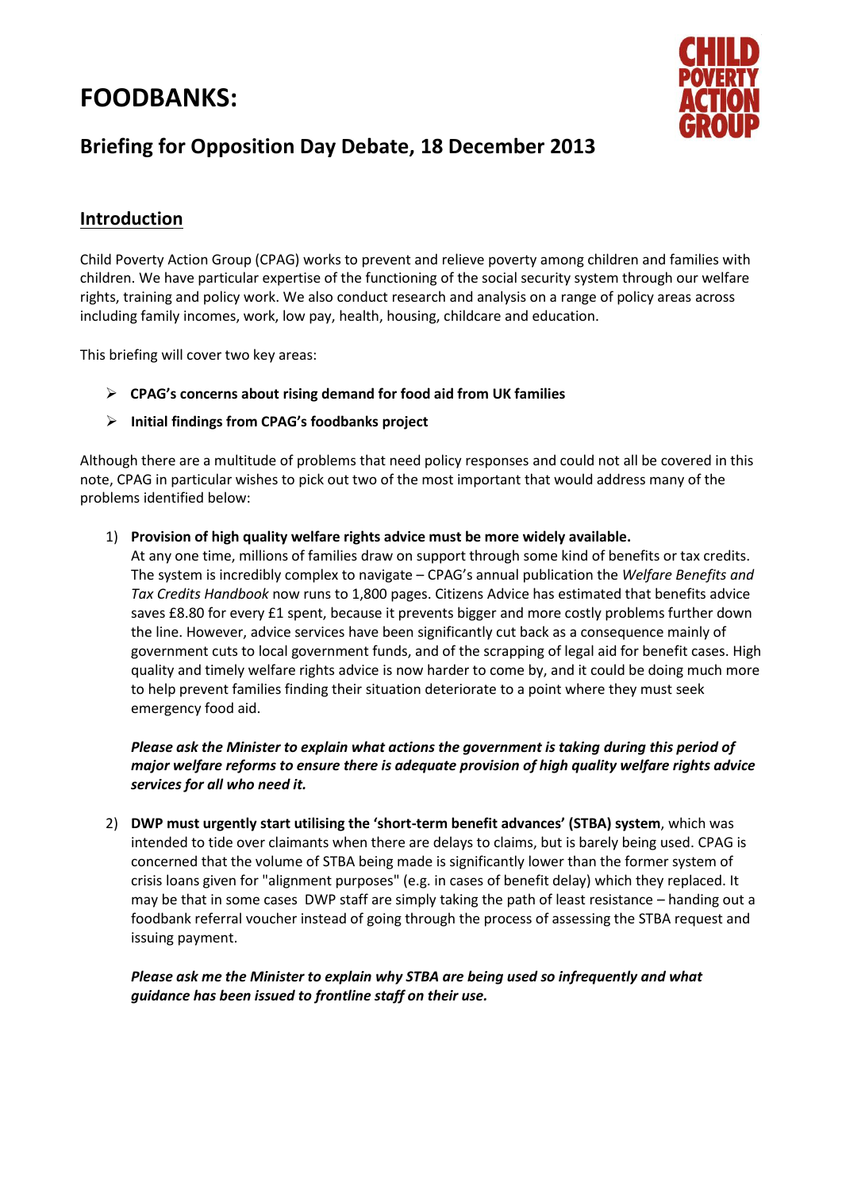# FOODBANKS:

## Briefing for Opposition Day Debate, 18 December 2013

## Introduction

Child Poverty Action Group (CPAG) works to prevent and relieve poverty among children and families with children. We have particular expertise of the functioning of the social security system through our welfare rights, training and policy work. We also conduct research and analysis on a range of policy areas across including family incomes, work, low pay, health, housing, childcare and education.

This briefing will cover two key areas:

- **CPAG's concerns about rising demand for food aid from UK families**
- **Initial findings from CPAG's foodbanks project**

Although there are a multitude of problems that need policy responses and could not all be covered in this note, CPAG in particular wishes to pick out two of the most important that would address many of the problems identified below:

1) **Provision of high quality welfare rights advice must be more widely available.** At any one time, millions of families draw on support through some kind of benefits or tax credits. The system is incredibly complex to navigate – CPAG's annual publication the *Welfare Benefits and Tax Credits Handbook* now runs to 1,800 pages. Citizens Advice has estimated that benefits advice saves £8.80 for every £1 spent, because it prevents bigger and more costly problems further down the line. However, advice services have been significantly cut back as a consequence mainly of government cuts to local government funds, and of the scrapping of legal aid for benefit cases. High quality and timely welfare rights advice is now harder to come by, and it could be doing much more to help prevent families finding their situation deteriorate to a point where they must seek emergency food aid.

   ***Please ask the Minister to explain what actions the government is taking during this period of major welfare reforms to ensure there is adequate provision of high quality welfare rights advice services for all who need it.***

2) **DWP must urgently start utilising the 'short-term benefit advances' (STBA) system**, which was intended to tide over claimants when there are delays to claims, but is barely being used. CPAG is concerned that the volume of STBA being made is significantly lower than the former system of crisis loans given for "alignment purposes" (e.g. in cases of benefit delay) which they replaced. It may be that in some cases DWP staff are simply taking the path of least resistance – handing out a foodbank referral voucher instead of going through the process of assessing the STBA request and issuing payment.

   ***Please ask me the Minister to explain why STBA are being used so infrequently and what guidance has been issued to frontline staff on their use.***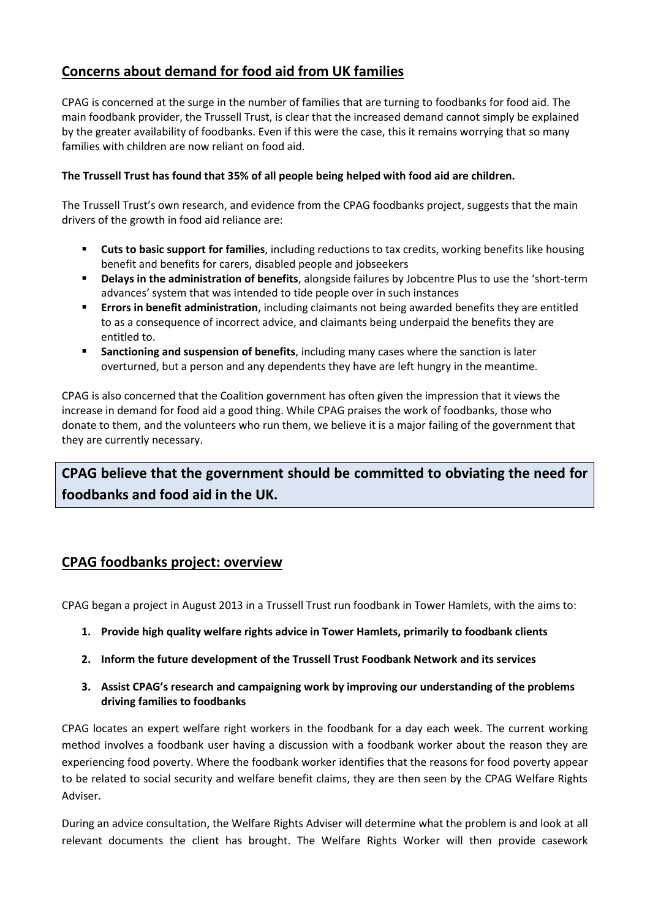## Concerns about demand for food aid from UK families

CPAG is concerned at the surge in the number of families that are turning to foodbanks for food aid. The main foodbank provider, the Trussell Trust, is clear that the increased demand cannot simply be explained by the greater availability of foodbanks. Even if this were the case, this it remains worrying that so many families with children are now reliant on food aid.

**The Trussell Trust has found that 35% of all people being helped with food aid are children.**

The Trussell Trust's own research, and evidence from the CPAG foodbanks project, suggests that the main drivers of the growth in food aid reliance are:

- **Cuts to basic support for families**, including reductions to tax credits, working benefits like housing benefit and benefits for carers, disabled people and jobseekers
- **Delays in the administration of benefits**, alongside failures by Jobcentre Plus to use the 'short-term advances' system that was intended to tide people over in such instances
- **Errors in benefit administration**, including claimants not being awarded benefits they are entitled to as a consequence of incorrect advice, and claimants being underpaid the benefits they are entitled to.
- **Sanctioning and suspension of benefits**, including many cases where the sanction is later overturned, but a person and any dependents they have are left hungry in the meantime.

CPAG is also concerned that the Coalition government has often given the impression that it views the increase in demand for food aid a good thing. While CPAG praises the work of foodbanks, those who donate to them, and the volunteers who run them, we believe it is a major failing of the government that they are currently necessary.

**CPAG believe that the government should be committed to obviating the need for foodbanks and food aid in the UK.**

## CPAG foodbanks project: overview

CPAG began a project in August 2013 in a Trussell Trust run foodbank in Tower Hamlets, with the aims to:

1. **Provide high quality welfare rights advice in Tower Hamlets, primarily to foodbank clients**
2. **Inform the future development of the Trussell Trust Foodbank Network and its services**
3. **Assist CPAG's research and campaigning work by improving our understanding of the problems driving families to foodbanks**

CPAG locates an expert welfare right workers in the foodbank for a day each week. The current working method involves a foodbank user having a discussion with a foodbank worker about the reason they are experiencing food poverty. Where the foodbank worker identifies that the reasons for food poverty appear to be related to social security and welfare benefit claims, they are then seen by the CPAG Welfare Rights Adviser.

During an advice consultation, the Welfare Rights Adviser will determine what the problem is and look at all relevant documents the client has brought. The Welfare Rights Worker will then provide casework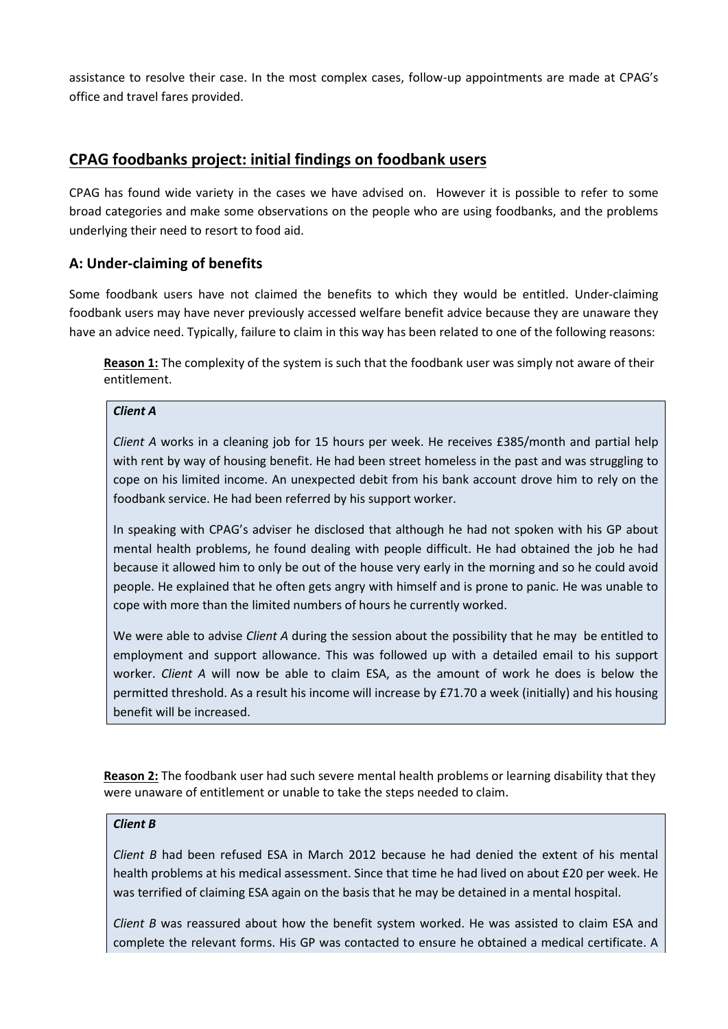assistance to resolve their case. In the most complex cases, follow-up appointments are made at CPAG's office and travel fares provided.

## CPAG foodbanks project: initial findings on foodbank users

CPAG has found wide variety in the cases we have advised on. However it is possible to refer to some broad categories and make some observations on the people who are using foodbanks, and the problems underlying their need to resort to food aid.

### A: Under-claiming of benefits

Some foodbank users have not claimed the benefits to which they would be entitled. Under-claiming foodbank users may have never previously accessed welfare benefit advice because they are unaware they have an advice need. Typically, failure to claim in this way has been related to one of the following reasons:

**Reason 1:** The complexity of the system is such that the foodbank user was simply not aware of their entitlement.

> ***Client A***
>
> *Client A* works in a cleaning job for 15 hours per week. He receives £385/month and partial help with rent by way of housing benefit. He had been street homeless in the past and was struggling to cope on his limited income. An unexpected debit from his bank account drove him to rely on the foodbank service. He had been referred by his support worker.
>
> In speaking with CPAG's adviser he disclosed that although he had not spoken with his GP about mental health problems, he found dealing with people difficult. He had obtained the job he had because it allowed him to only be out of the house very early in the morning and so he could avoid people. He explained that he often gets angry with himself and is prone to panic. He was unable to cope with more than the limited numbers of hours he currently worked.
>
> We were able to advise *Client A* during the session about the possibility that he may be entitled to employment and support allowance. This was followed up with a detailed email to his support worker. *Client A* will now be able to claim ESA, as the amount of work he does is below the permitted threshold. As a result his income will increase by £71.70 a week (initially) and his housing benefit will be increased.

**Reason 2:** The foodbank user had such severe mental health problems or learning disability that they were unaware of entitlement or unable to take the steps needed to claim.

> ***Client B***
>
> *Client B* had been refused ESA in March 2012 because he had denied the extent of his mental health problems at his medical assessment. Since that time he had lived on about £20 per week. He was terrified of claiming ESA again on the basis that he may be detained in a mental hospital.
>
> *Client B* was reassured about how the benefit system worked. He was assisted to claim ESA and complete the relevant forms. His GP was contacted to ensure he obtained a medical certificate. A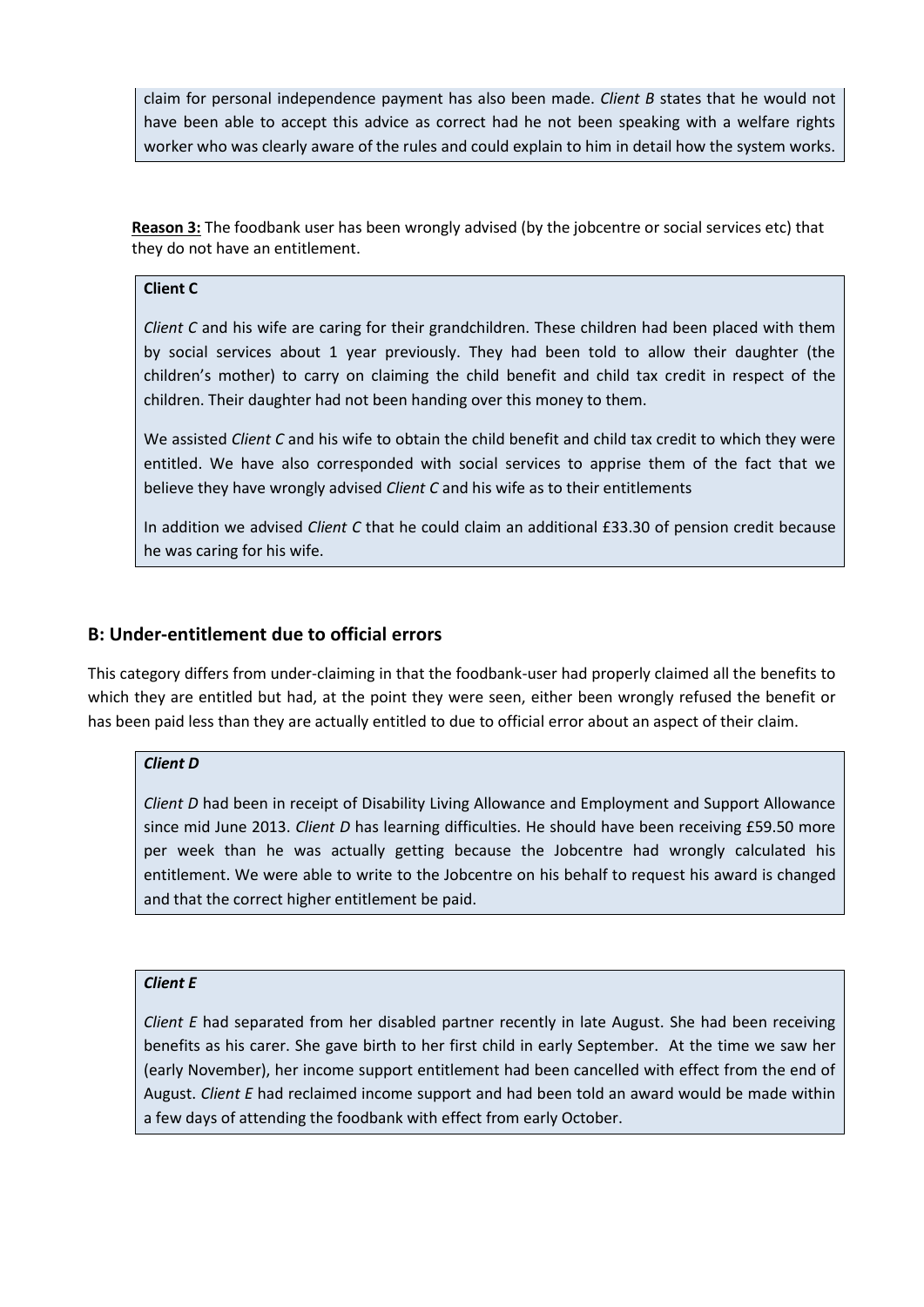claim for personal independence payment has also been made. *Client B* states that he would not have been able to accept this advice as correct had he not been speaking with a welfare rights worker who was clearly aware of the rules and could explain to him in detail how the system works.

**Reason 3:** The foodbank user has been wrongly advised (by the jobcentre or social services etc) that they do not have an entitlement.

**Client C**

*Client C* and his wife are caring for their grandchildren. These children had been placed with them by social services about 1 year previously. They had been told to allow their daughter (the children's mother) to carry on claiming the child benefit and child tax credit in respect of the children. Their daughter had not been handing over this money to them.

We assisted *Client C* and his wife to obtain the child benefit and child tax credit to which they were entitled. We have also corresponded with social services to apprise them of the fact that we believe they have wrongly advised *Client C* and his wife as to their entitlements

In addition we advised *Client C* that he could claim an additional £33.30 of pension credit because he was caring for his wife.

## B: Under-entitlement due to official errors

This category differs from under-claiming in that the foodbank-user had properly claimed all the benefits to which they are entitled but had, at the point they were seen, either been wrongly refused the benefit or has been paid less than they are actually entitled to due to official error about an aspect of their claim.

***Client D***

*Client D* had been in receipt of Disability Living Allowance and Employment and Support Allowance since mid June 2013. *Client D* has learning difficulties. He should have been receiving £59.50 more per week than he was actually getting because the Jobcentre had wrongly calculated his entitlement. We were able to write to the Jobcentre on his behalf to request his award is changed and that the correct higher entitlement be paid.

***Client E***

*Client E* had separated from her disabled partner recently in late August. She had been receiving benefits as his carer. She gave birth to her first child in early September. At the time we saw her (early November), her income support entitlement had been cancelled with effect from the end of August. *Client E* had reclaimed income support and had been told an award would be made within a few days of attending the foodbank with effect from early October.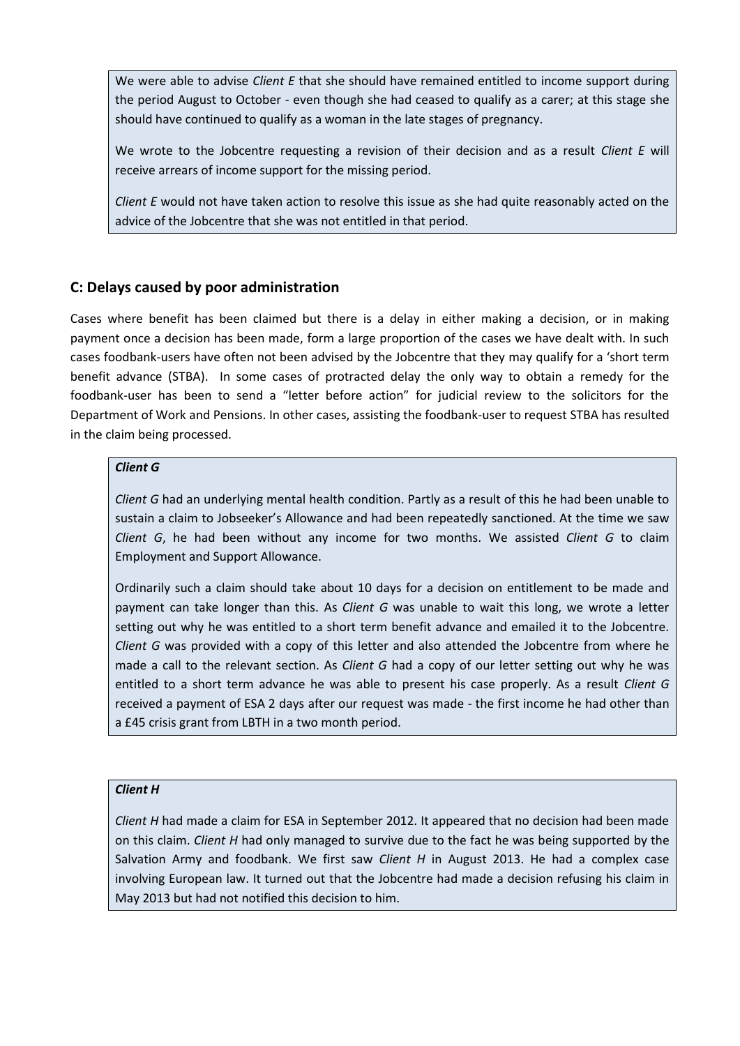We were able to advise *Client E* that she should have remained entitled to income support during the period August to October - even though she had ceased to qualify as a carer; at this stage she should have continued to qualify as a woman in the late stages of pregnancy.

We wrote to the Jobcentre requesting a revision of their decision and as a result *Client E* will receive arrears of income support for the missing period.

*Client E* would not have taken action to resolve this issue as she had quite reasonably acted on the advice of the Jobcentre that she was not entitled in that period.

## C: Delays caused by poor administration

Cases where benefit has been claimed but there is a delay in either making a decision, or in making payment once a decision has been made, form a large proportion of the cases we have dealt with. In such cases foodbank-users have often not been advised by the Jobcentre that they may qualify for a 'short term benefit advance (STBA). In some cases of protracted delay the only way to obtain a remedy for the foodbank-user has been to send a "letter before action" for judicial review to the solicitors for the Department of Work and Pensions. In other cases, assisting the foodbank-user to request STBA has resulted in the claim being processed.

***Client G***

*Client G* had an underlying mental health condition. Partly as a result of this he had been unable to sustain a claim to Jobseeker's Allowance and had been repeatedly sanctioned. At the time we saw *Client G*, he had been without any income for two months. We assisted *Client G* to claim Employment and Support Allowance.

Ordinarily such a claim should take about 10 days for a decision on entitlement to be made and payment can take longer than this. As *Client G* was unable to wait this long, we wrote a letter setting out why he was entitled to a short term benefit advance and emailed it to the Jobcentre. *Client G* was provided with a copy of this letter and also attended the Jobcentre from where he made a call to the relevant section. As *Client G* had a copy of our letter setting out why he was entitled to a short term advance he was able to present his case properly. As a result *Client G* received a payment of ESA 2 days after our request was made - the first income he had other than a £45 crisis grant from LBTH in a two month period.

***Client H***

*Client H* had made a claim for ESA in September 2012. It appeared that no decision had been made on this claim. *Client H* had only managed to survive due to the fact he was being supported by the Salvation Army and foodbank. We first saw *Client H* in August 2013. He had a complex case involving European law. It turned out that the Jobcentre had made a decision refusing his claim in May 2013 but had not notified this decision to him.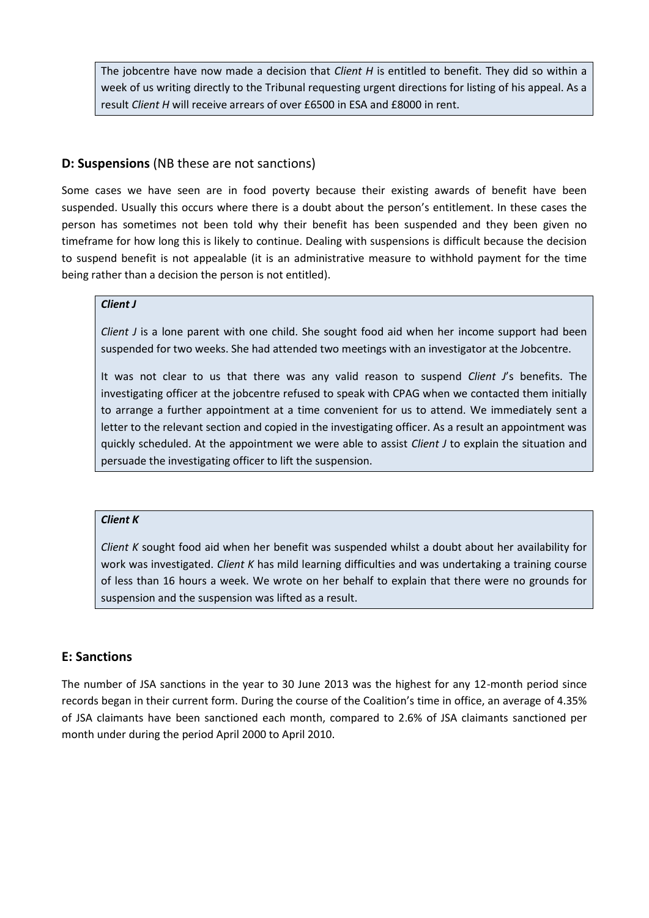The jobcentre have now made a decision that *Client H* is entitled to benefit. They did so within a week of us writing directly to the Tribunal requesting urgent directions for listing of his appeal. As a result *Client H* will receive arrears of over £6500 in ESA and £8000 in rent.

### D: Suspensions (NB these are not sanctions)

Some cases we have seen are in food poverty because their existing awards of benefit have been suspended. Usually this occurs where there is a doubt about the person's entitlement. In these cases the person has sometimes not been told why their benefit has been suspended and they been given no timeframe for how long this is likely to continue. Dealing with suspensions is difficult because the decision to suspend benefit is not appealable (it is an administrative measure to withhold payment for the time being rather than a decision the person is not entitled).

***Client J***

*Client J* is a lone parent with one child. She sought food aid when her income support had been suspended for two weeks. She had attended two meetings with an investigator at the Jobcentre.

It was not clear to us that there was any valid reason to suspend *Client J*'s benefits. The investigating officer at the jobcentre refused to speak with CPAG when we contacted them initially to arrange a further appointment at a time convenient for us to attend. We immediately sent a letter to the relevant section and copied in the investigating officer. As a result an appointment was quickly scheduled. At the appointment we were able to assist *Client J* to explain the situation and persuade the investigating officer to lift the suspension.

***Client K***

*Client K* sought food aid when her benefit was suspended whilst a doubt about her availability for work was investigated. *Client K* has mild learning difficulties and was undertaking a training course of less than 16 hours a week. We wrote on her behalf to explain that there were no grounds for suspension and the suspension was lifted as a result.

### E: Sanctions

The number of JSA sanctions in the year to 30 June 2013 was the highest for any 12-month period since records began in their current form. During the course of the Coalition's time in office, an average of 4.35% of JSA claimants have been sanctioned each month, compared to 2.6% of JSA claimants sanctioned per month under during the period April 2000 to April 2010.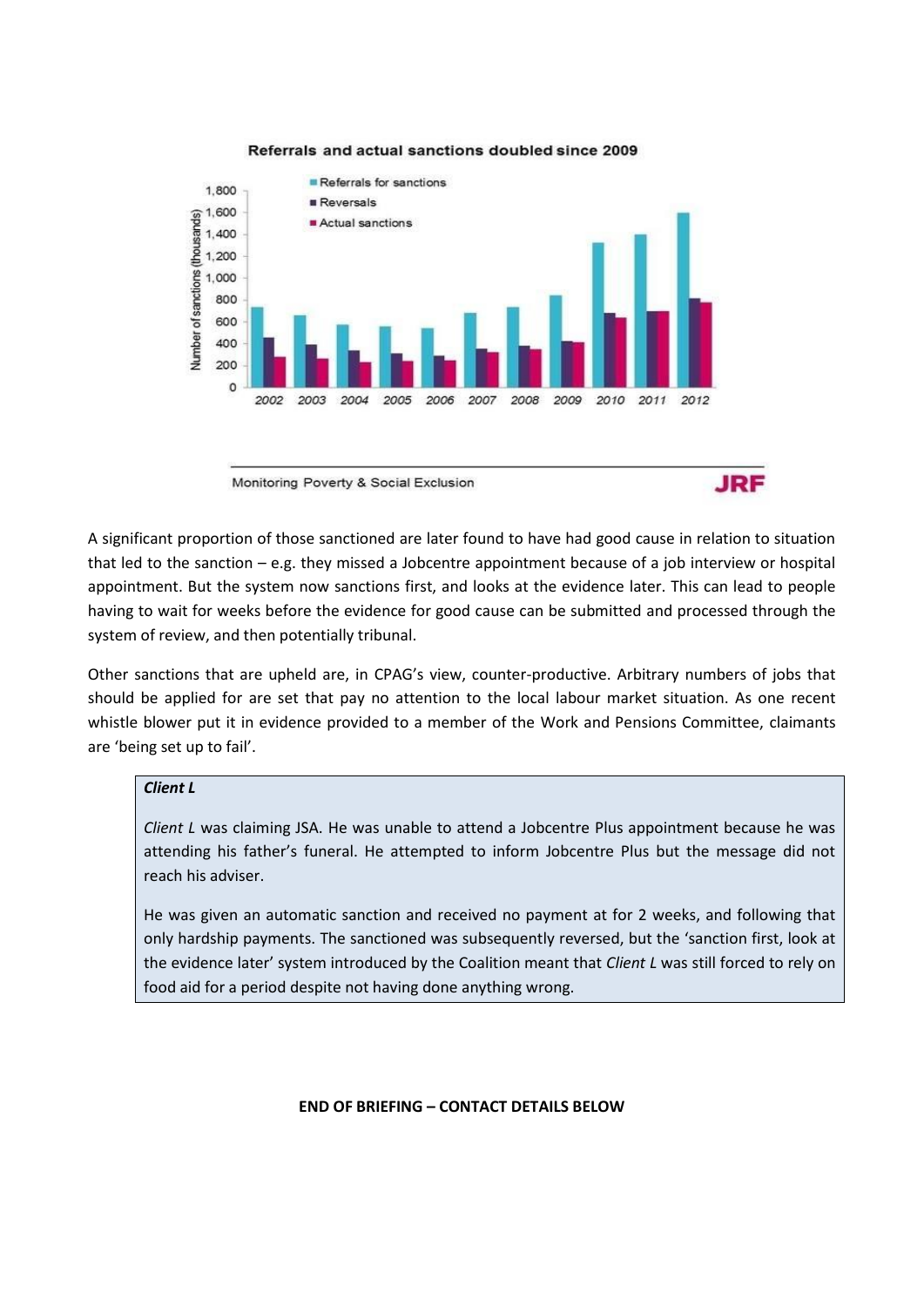Referrals and actual sanctions doubled since 2009

Monitoring Poverty & Social Exclusion — JRF

A significant proportion of those sanctioned are later found to have had good cause in relation to situation that led to the sanction – e.g. they missed a Jobcentre appointment because of a job interview or hospital appointment. But the system now sanctions first, and looks at the evidence later. This can lead to people having to wait for weeks before the evidence for good cause can be submitted and processed through the system of review, and then potentially tribunal.

Other sanctions that are upheld are, in CPAG's view, counter-productive. Arbitrary numbers of jobs that should be applied for are set that pay no attention to the local labour market situation. As one recent whistle blower put it in evidence provided to a member of the Work and Pensions Committee, claimants are 'being set up to fail'.

> ***Client L***
>
> *Client L* was claiming JSA. He was unable to attend a Jobcentre Plus appointment because he was attending his father's funeral. He attempted to inform Jobcentre Plus but the message did not reach his adviser.
>
> He was given an automatic sanction and received no payment at for 2 weeks, and following that only hardship payments. The sanctioned was subsequently reversed, but the 'sanction first, look at the evidence later' system introduced by the Coalition meant that *Client L* was still forced to rely on food aid for a period despite not having done anything wrong.

**END OF BRIEFING – CONTACT DETAILS BELOW**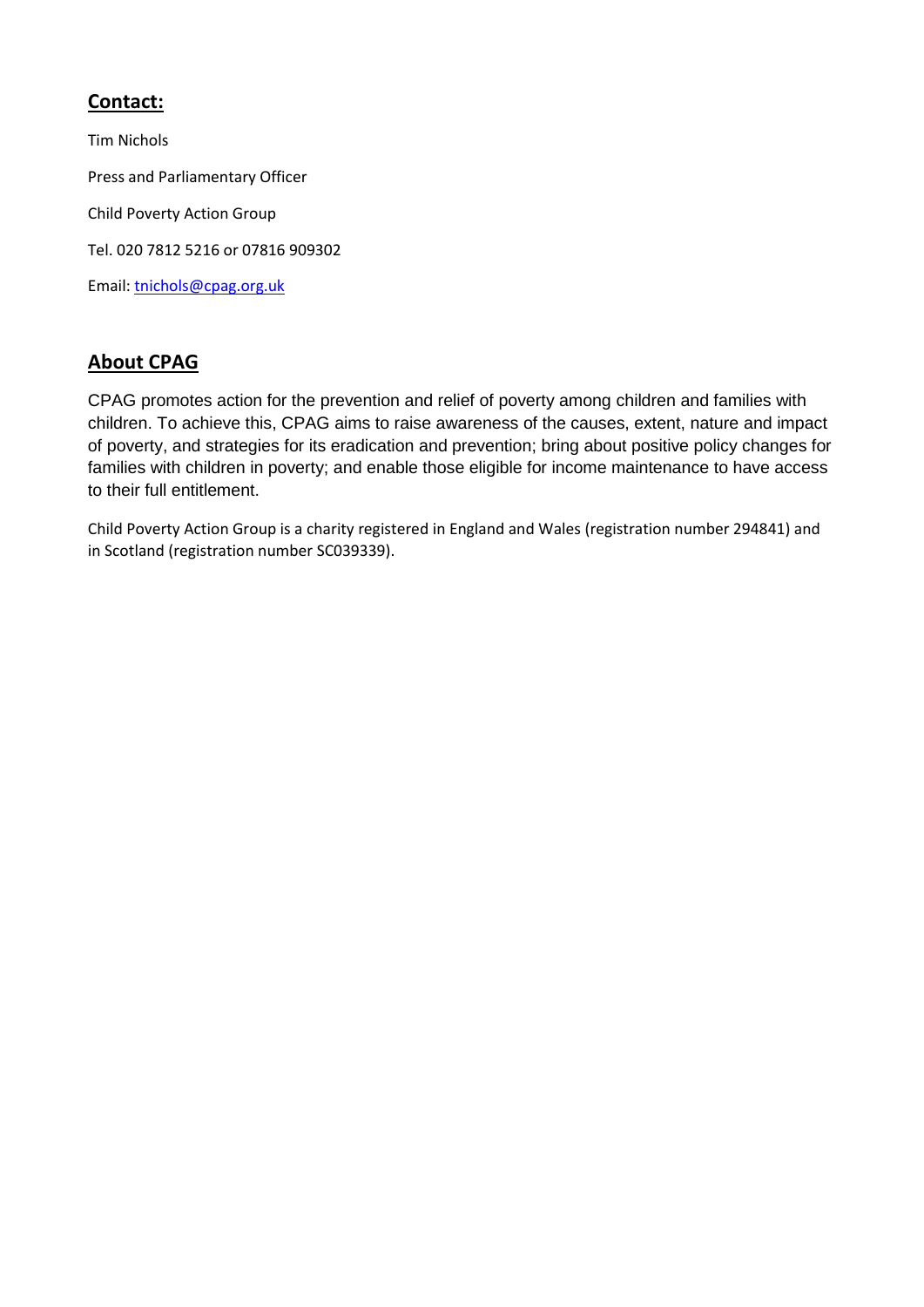## Contact:

Tim Nichols

Press and Parliamentary Officer

Child Poverty Action Group

Tel. 020 7812 5216 or 07816 909302

Email: tnichols@cpag.org.uk

## About CPAG

CPAG promotes action for the prevention and relief of poverty among children and families with children. To achieve this, CPAG aims to raise awareness of the causes, extent, nature and impact of poverty, and strategies for its eradication and prevention; bring about positive policy changes for families with children in poverty; and enable those eligible for income maintenance to have access to their full entitlement.

Child Poverty Action Group is a charity registered in England and Wales (registration number 294841) and in Scotland (registration number SC039339).